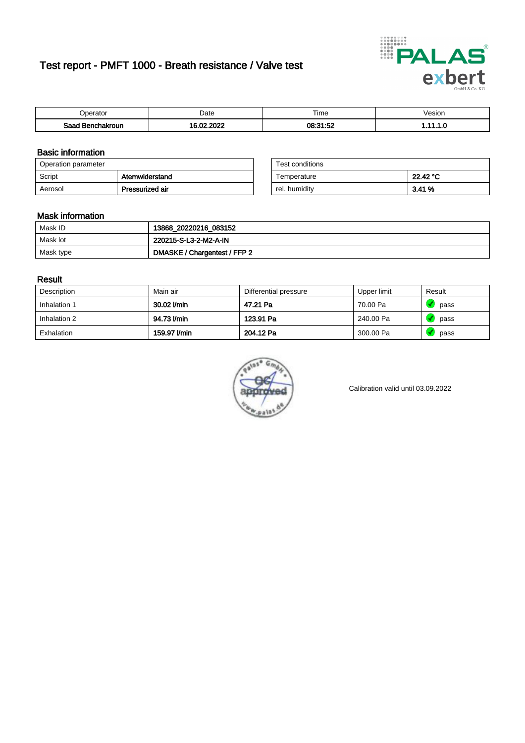# Test report - PMFT 1000 - Breath resistance / Valve test

| Operator | Date | Time | Vesion |
|---|---|---|---|
| **Saad Benchakroun** | **16.02.2022** | **08:31:52** | **1.11.1.0** |

## Basic information

| Operation parameter | |
|---|---|
| Script | **Atemwiderstand** |
| Aerosol | **Pressurized air** |

| Test conditions | |
|---|---|
| Temperature | **22.42 °C** |
| rel. humidity | **3.41 %** |

## Mask information

| | |
|---|---|
| Mask ID | **13868_20220216_083152** |
| Mask lot | **220215-S-L3-2-M2-A-IN** |
| Mask type | **DMASKE / Chargentest / FFP 2** |

## Result

| Description | Main air | Differential pressure | Upper limit | Result |
|---|---|---|---|---|
| Inhalation 1 | **30.02 l/min** | **47.21 Pa** | 70.00 Pa | pass |
| Inhalation 2 | **94.73 l/min** | **123.91 Pa** | 240.00 Pa | pass |
| Exhalation | **159.97 l/min** | **204.12 Pa** | 300.00 Pa | pass |

Calibration valid until 03.09.2022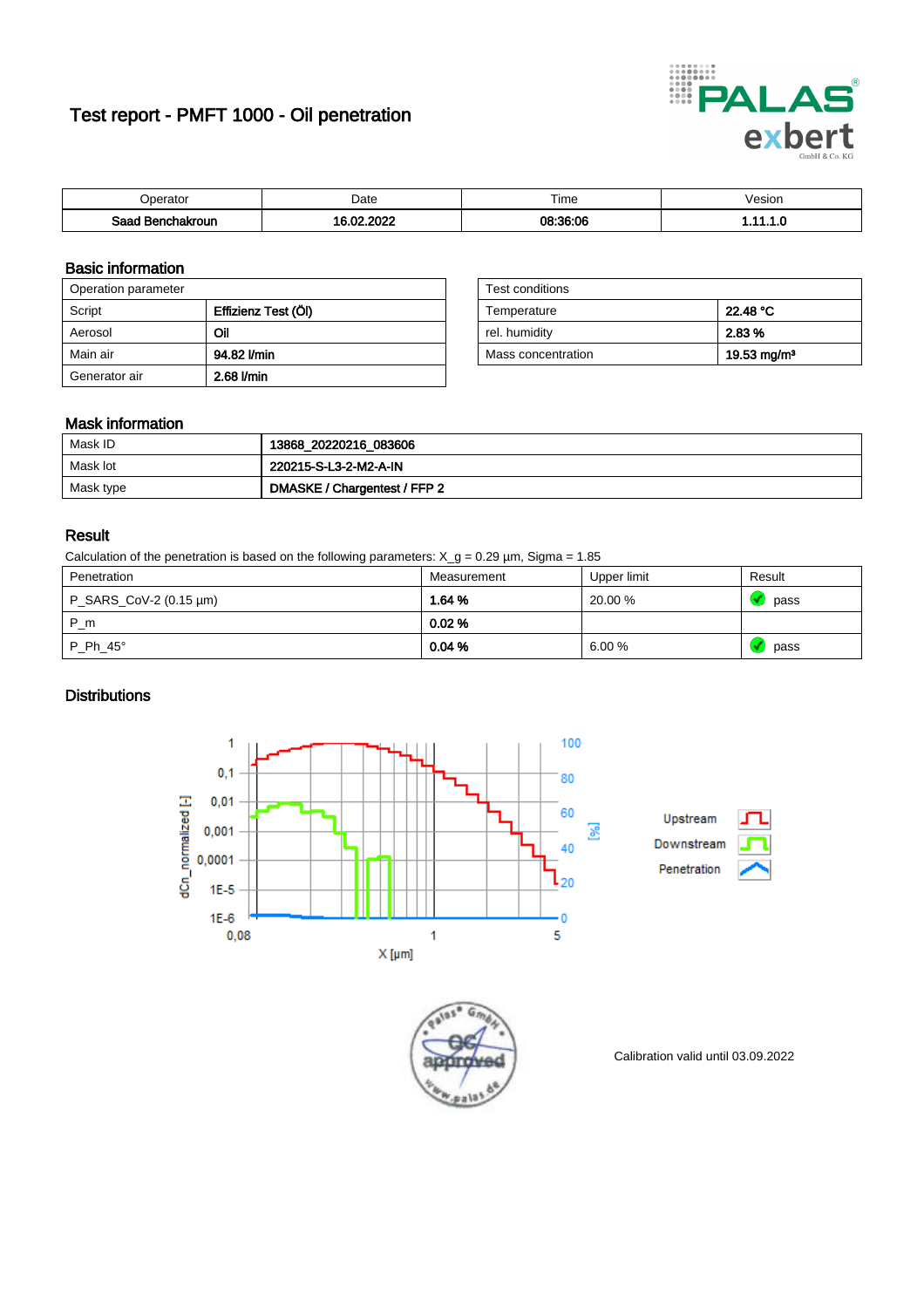# Test report - PMFT 1000 - Oil penetration

PALAS exbert GmbH & Co. KG

| Operator | Date | Time | Vesion |
|---|---|---|---|
| **Saad Benchakroun** | **16.02.2022** | **08:36:06** | **1.11.1.0** |

## Basic information

| Operation parameter | |
|---|---|
| Script | **Effizienz Test (Öl)** |
| Aerosol | **Oil** |
| Main air | **94.82 l/min** |
| Generator air | **2.68 l/min** |

| Test conditions | |
|---|---|
| Temperature | **22.48 °C** |
| rel. humidity | **2.83 %** |
| Mass concentration | **19.53 mg/m³** |

## Mask information

| | |
|---|---|
| Mask ID | **13868_20220216_083606** |
| Mask lot | **220215-S-L3-2-M2-A-IN** |
| Mask type | **DMASKE / Chargentest / FFP 2** |

## Result

Calculation of the penetration is based on the following parameters: X_g = 0.29 µm, Sigma = 1.85

| Penetration | Measurement | Upper limit | Result |
|---|---|---|---|
| P_SARS_CoV-2 (0.15 µm) | **1.64 %** | 20.00 % | pass |
| P_m | **0.02 %** | | |
| P_Ph_45° | **0.04 %** | 6.00 % | pass |

## Distributions

dCn_normalized [-]
1
0,1
0,01
0,001
0,0001
1E-5
1E-6
0,08
1
5
X [µm]
[%]
100
80
60
40
20
0
Upstream
Downstream
Penetration

Palas® GmbH QC approved www.palas.de

Calibration valid until 03.09.2022